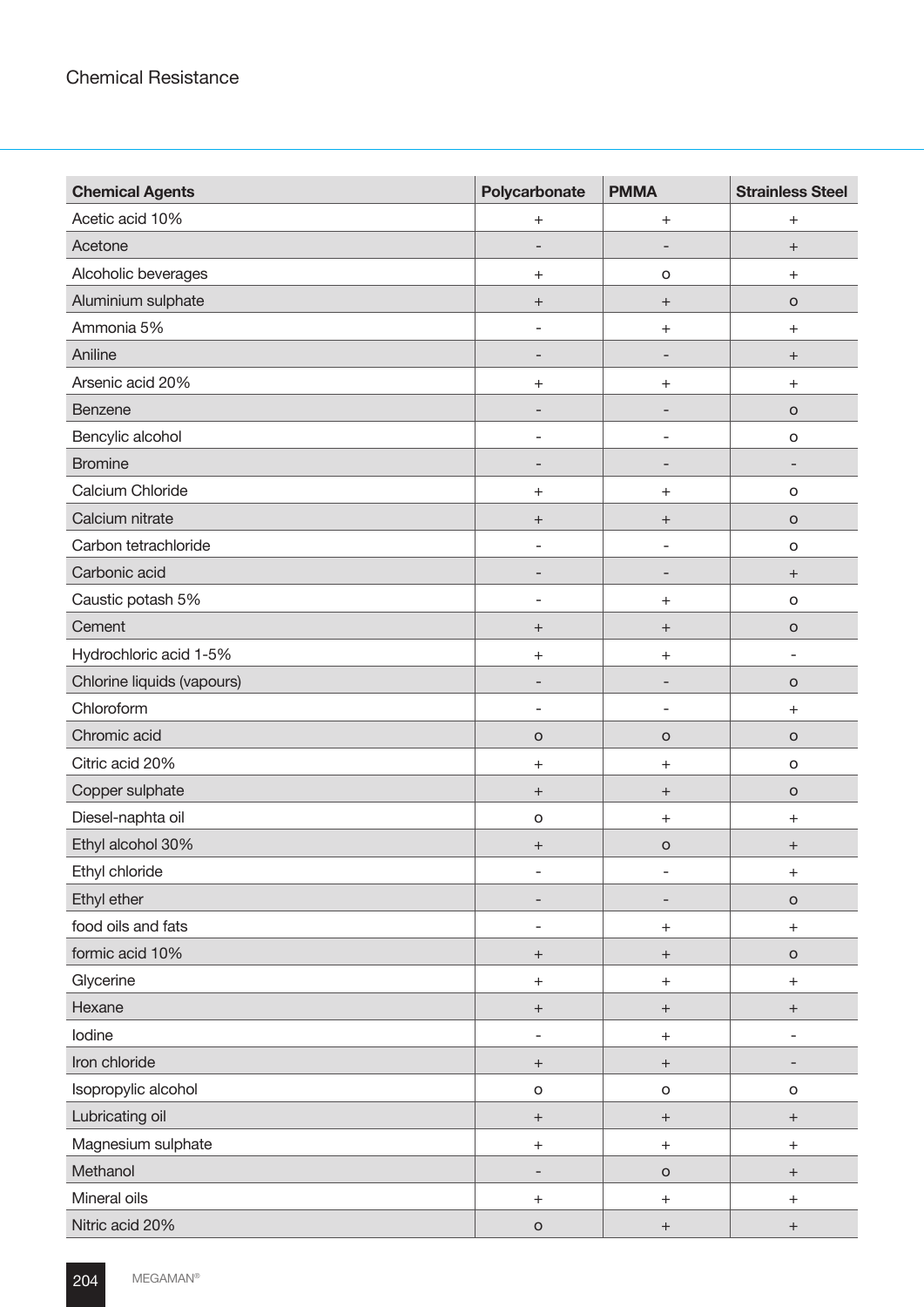# Chemical Resistance

| Chemical Agents | Polycarbonate | PMMA | Strainless Steel |
|---|---|---|---|
| Acetic acid 10% | + | + | + |
| Acetone | - | - | + |
| Alcoholic beverages | + | o | + |
| Aluminium sulphate | + | + | o |
| Ammonia 5% | - | + | + |
| Aniline | - | - | + |
| Arsenic acid 20% | + | + | + |
| Benzene | - | - | o |
| Bencylic alcohol | - | - | o |
| Bromine | - | - | - |
| Calcium Chloride | + | + | o |
| Calcium nitrate | + | + | o |
| Carbon tetrachloride | - | - | o |
| Carbonic acid | - | - | + |
| Caustic potash 5% | - | + | o |
| Cement | + | + | o |
| Hydrochloric acid 1-5% | + | + | - |
| Chlorine liquids (vapours) | - | - | o |
| Chloroform | - | - | + |
| Chromic acid | o | o | o |
| Citric acid 20% | + | + | o |
| Copper sulphate | + | + | o |
| Diesel-naphta oil | o | + | + |
| Ethyl alcohol 30% | + | o | + |
| Ethyl chloride | - | - | + |
| Ethyl ether | - | - | o |
| food oils and fats | - | + | + |
| formic acid 10% | + | + | o |
| Glycerine | + | + | + |
| Hexane | + | + | + |
| Iodine | - | + | - |
| Iron chloride | + | + | - |
| Isopropylic alcohol | o | o | o |
| Lubricating oil | + | + | + |
| Magnesium sulphate | + | + | + |
| Methanol | - | o | + |
| Mineral oils | + | + | + |
| Nitric acid 20% | o | + | + |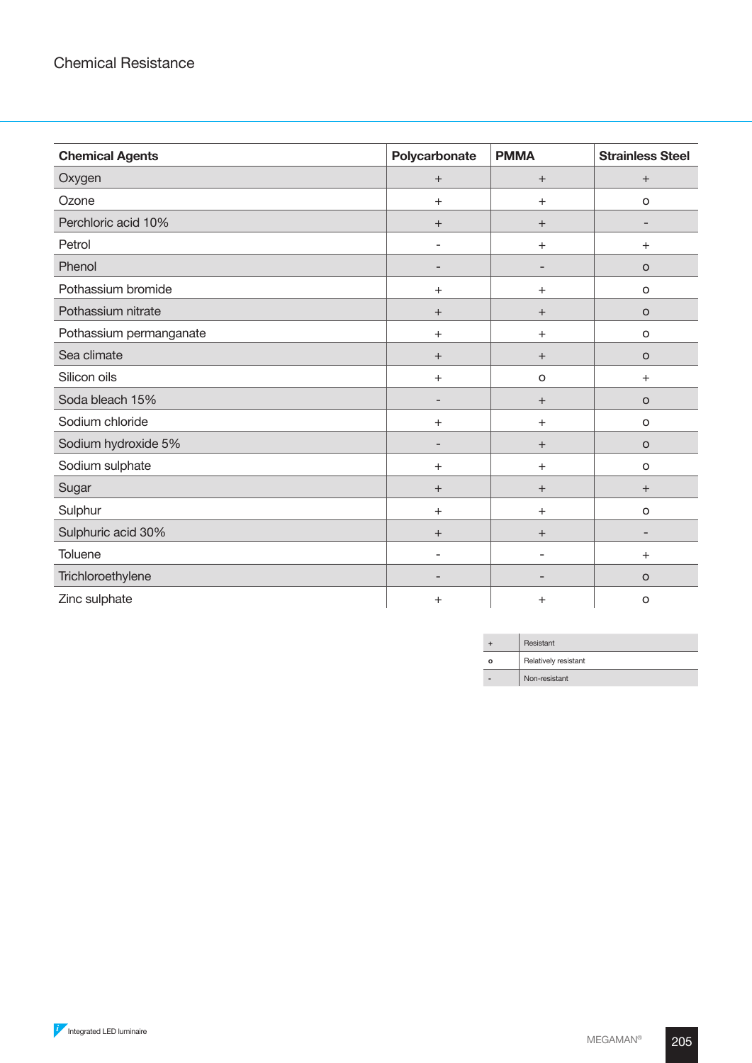Chemical Resistance

| Chemical Agents | Polycarbonate | PMMA | Strainless Steel |
|---|---|---|---|
| Oxygen | + | + | + |
| Ozone | + | + | o |
| Perchloric acid 10% | + | + | - |
| Petrol | - | + | + |
| Phenol | - | - | o |
| Pothassium bromide | + | + | o |
| Pothassium nitrate | + | + | o |
| Pothassium permanganate | + | + | o |
| Sea climate | + | + | o |
| Silicon oils | + | o | + |
| Soda bleach 15% | - | + | o |
| Sodium chloride | + | + | o |
| Sodium hydroxide 5% | - | + | o |
| Sodium sulphate | + | + | o |
| Sugar | + | + | + |
| Sulphur | + | + | o |
| Sulphuric acid 30% | + | + | - |
| Toluene | - | - | + |
| Trichloroethylene | - | - | o |
| Zinc sulphate | + | + | o |

| | |
|---|---|
| + | Resistant |
| o | Relatively resistant |
| - | Non-resistant |

Integrated LED luminaire

MEGAMAN®